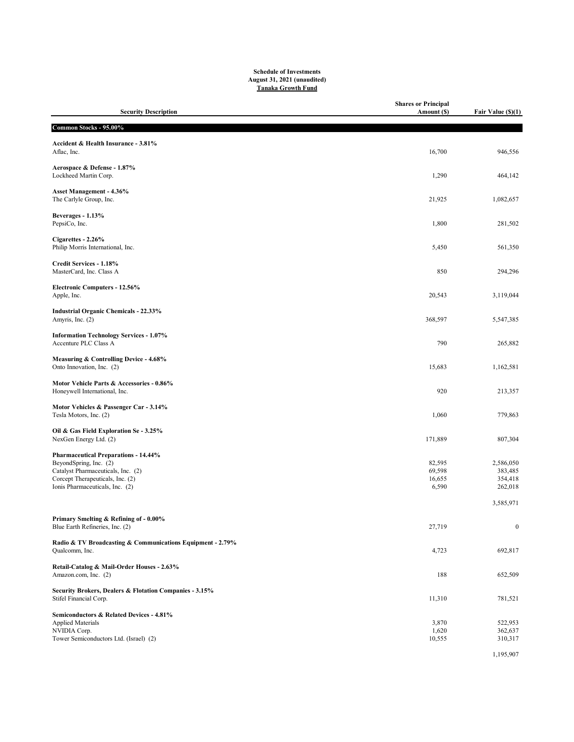**Schedule of Investments**
**August 31, 2021 (unaudited)**
**Tanaka Growth Fund**

| Security Description | Shares or Principal Amount ($) | Fair Value ($)(1) |
|---|---|---|
| **Common Stocks - 95.00%** | | |
| **Accident & Health Insurance - 3.81%** | | |
| Aflac, Inc. | 16,700 | 946,556 |
| **Aerospace & Defense - 1.87%** | | |
| Lockheed Martin Corp. | 1,290 | 464,142 |
| **Asset Management - 4.36%** | | |
| The Carlyle Group, Inc. | 21,925 | 1,082,657 |
| **Beverages - 1.13%** | | |
| PepsiCo, Inc. | 1,800 | 281,502 |
| **Cigarettes - 2.26%** | | |
| Philip Morris International, Inc. | 5,450 | 561,350 |
| **Credit Services - 1.18%** | | |
| MasterCard, Inc. Class A | 850 | 294,296 |
| **Electronic Computers - 12.56%** | | |
| Apple, Inc. | 20,543 | 3,119,044 |
| **Industrial Organic Chemicals - 22.33%** | | |
| Amyris, Inc. (2) | 368,597 | 5,547,385 |
| **Information Technology Services - 1.07%** | | |
| Accenture PLC Class A | 790 | 265,882 |
| **Measuring & Controlling Device - 4.68%** | | |
| Onto Innovation, Inc. (2) | 15,683 | 1,162,581 |
| **Motor Vehicle Parts & Accessories - 0.86%** | | |
| Honeywell International, Inc. | 920 | 213,357 |
| **Motor Vehicles & Passenger Car - 3.14%** | | |
| Tesla Motors, Inc. (2) | 1,060 | 779,863 |
| **Oil & Gas Field Exploration Se - 3.25%** | | |
| NexGen Energy Ltd. (2) | 171,889 | 807,304 |
| **Pharmaceutical Preparations - 14.44%** | | |
| BeyondSpring, Inc. (2) | 82,595 | 2,586,050 |
| Catalyst Pharmaceuticals, Inc. (2) | 69,598 | 383,485 |
| Corcept Therapeuticals, Inc. (2) | 16,655 | 354,418 |
| Ionis Pharmaceuticals, Inc. (2) | 6,590 | 262,018 |
| | | 3,585,971 |
| **Primary Smelting & Refining of - 0.00%** | | |
| Blue Earth Refineries, Inc. (2) | 27,719 | 0 |
| **Radio & TV Broadcasting & Communications Equipment - 2.79%** | | |
| Qualcomm, Inc. | 4,723 | 692,817 |
| **Retail-Catalog & Mail-Order Houses - 2.63%** | | |
| Amazon.com, Inc. (2) | 188 | 652,509 |
| **Security Brokers, Dealers & Flotation Companies - 3.15%** | | |
| Stifel Financial Corp. | 11,310 | 781,521 |
| **Semiconductors & Related Devices - 4.81%** | | |
| Applied Materials | 3,870 | 522,953 |
| NVIDIA Corp. | 1,620 | 362,637 |
| Tower Semiconductors Ltd. (Israel) (2) | 10,555 | 310,317 |
| | | 1,195,907 |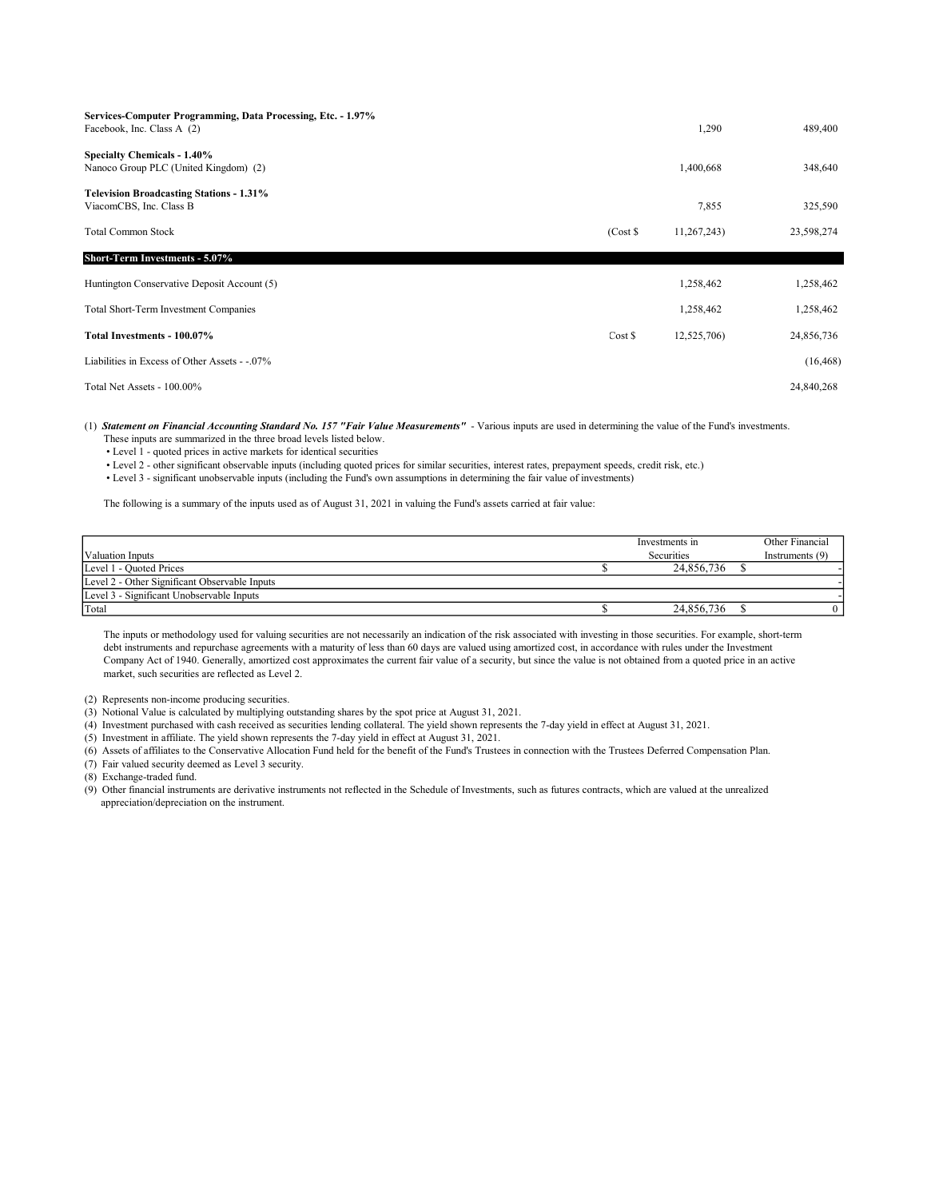| | | | |
|---|---|---|---|
| **Services-Computer Programming, Data Processing, Etc. - 1.97%** | | | |
| Facebook, Inc. Class A (2) | | 1,290 | 489,400 |
| **Specialty Chemicals - 1.40%** | | | |
| Nanoco Group PLC (United Kingdom) (2) | | 1,400,668 | 348,640 |
| **Television Broadcasting Stations - 1.31%** | | | |
| ViacomCBS, Inc. Class B | | 7,855 | 325,590 |
| Total Common Stock | (Cost $ | 11,267,243) | 23,598,274 |
| **Short-Term Investments - 5.07%** | | | |
| Huntington Conservative Deposit Account (5) | | 1,258,462 | 1,258,462 |
| Total Short-Term Investment Companies | | 1,258,462 | 1,258,462 |
| **Total Investments - 100.07%** | Cost $ | 12,525,706) | 24,856,736 |
| Liabilities in Excess of Other Assets - -.07% | | | (16,468) |
| Total Net Assets - 100.00% | | | 24,840,268 |

(1) ***Statement on Financial Accounting Standard No. 157 "Fair Value Measurements"*** - Various inputs are used in determining the value of the Fund's investments. These inputs are summarized in the three broad levels listed below.

- Level 1 - quoted prices in active markets for identical securities
- Level 2 - other significant observable inputs (including quoted prices for similar securities, interest rates, prepayment speeds, credit risk, etc.)
- Level 3 - significant unobservable inputs (including the Fund's own assumptions in determining the fair value of investments)

The following is a summary of the inputs used as of August 31, 2021 in valuing the Fund's assets carried at fair value:

| Valuation Inputs | Investments in Securities | Other Financial Instruments (9) |
|---|---|---|
| Level 1 - Quoted Prices | $ 24,856,736 | $ - |
| Level 2 - Other Significant Observable Inputs | | - |
| Level 3 - Significant Unobservable Inputs | | - |
| Total | $ 24,856,736 | $ 0 |

The inputs or methodology used for valuing securities are not necessarily an indication of the risk associated with investing in those securities. For example, short-term debt instruments and repurchase agreements with a maturity of less than 60 days are valued using amortized cost, in accordance with rules under the Investment Company Act of 1940. Generally, amortized cost approximates the current fair value of a security, but since the value is not obtained from a quoted price in an active market, such securities are reflected as Level 2.

(2) Represents non-income producing securities.
(3) Notional Value is calculated by multiplying outstanding shares by the spot price at August 31, 2021.
(4) Investment purchased with cash received as securities lending collateral. The yield shown represents the 7-day yield in effect at August 31, 2021.
(5) Investment in affiliate. The yield shown represents the 7-day yield in effect at August 31, 2021.
(6) Assets of affiliates to the Conservative Allocation Fund held for the benefit of the Fund's Trustees in connection with the Trustees Deferred Compensation Plan.
(7) Fair valued security deemed as Level 3 security.
(8) Exchange-traded fund.
(9) Other financial instruments are derivative instruments not reflected in the Schedule of Investments, such as futures contracts, which are valued at the unrealized appreciation/depreciation on the instrument.